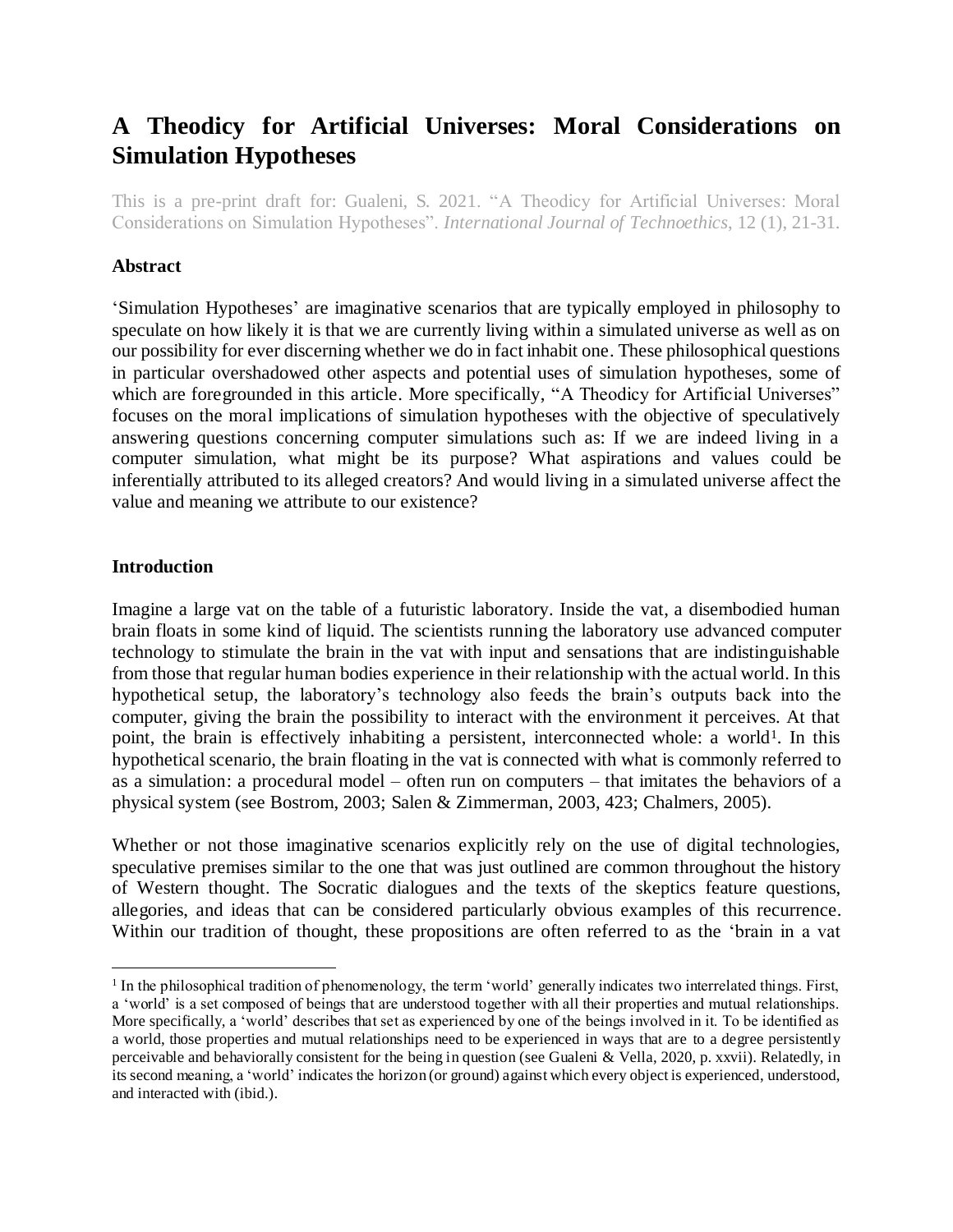# A Theodicy for Artificial Universes: Moral Considerations on Simulation Hypotheses

This is a pre-print draft for: Gualeni, S. 2021. "A Theodicy for Artificial Universes: Moral Considerations on Simulation Hypotheses". *International Journal of Technoethics*, 12 (1), 21-31.

## Abstract

'Simulation Hypotheses' are imaginative scenarios that are typically employed in philosophy to speculate on how likely it is that we are currently living within a simulated universe as well as on our possibility for ever discerning whether we do in fact inhabit one. These philosophical questions in particular overshadowed other aspects and potential uses of simulation hypotheses, some of which are foregrounded in this article. More specifically, "A Theodicy for Artificial Universes" focuses on the moral implications of simulation hypotheses with the objective of speculatively answering questions concerning computer simulations such as: If we are indeed living in a computer simulation, what might be its purpose? What aspirations and values could be inferentially attributed to its alleged creators? And would living in a simulated universe affect the value and meaning we attribute to our existence?

## Introduction

Imagine a large vat on the table of a futuristic laboratory. Inside the vat, a disembodied human brain floats in some kind of liquid. The scientists running the laboratory use advanced computer technology to stimulate the brain in the vat with input and sensations that are indistinguishable from those that regular human bodies experience in their relationship with the actual world. In this hypothetical setup, the laboratory's technology also feeds the brain's outputs back into the computer, giving the brain the possibility to interact with the environment it perceives. At that point, the brain is effectively inhabiting a persistent, interconnected whole: a world[1]. In this hypothetical scenario, the brain floating in the vat is connected with what is commonly referred to as a simulation: a procedural model – often run on computers – that imitates the behaviors of a physical system (see Bostrom, 2003; Salen & Zimmerman, 2003, 423; Chalmers, 2005).

Whether or not those imaginative scenarios explicitly rely on the use of digital technologies, speculative premises similar to the one that was just outlined are common throughout the history of Western thought. The Socratic dialogues and the texts of the skeptics feature questions, allegories, and ideas that can be considered particularly obvious examples of this recurrence. Within our tradition of thought, these propositions are often referred to as the 'brain in a vat

---

[1] In the philosophical tradition of phenomenology, the term 'world' generally indicates two interrelated things. First, a 'world' is a set composed of beings that are understood together with all their properties and mutual relationships. More specifically, a 'world' describes that set as experienced by one of the beings involved in it. To be identified as a world, those properties and mutual relationships need to be experienced in ways that are to a degree persistently perceivable and behaviorally consistent for the being in question (see Gualeni & Vella, 2020, p. xxvii). Relatedly, in its second meaning, a 'world' indicates the horizon (or ground) against which every object is experienced, understood, and interacted with (ibid.).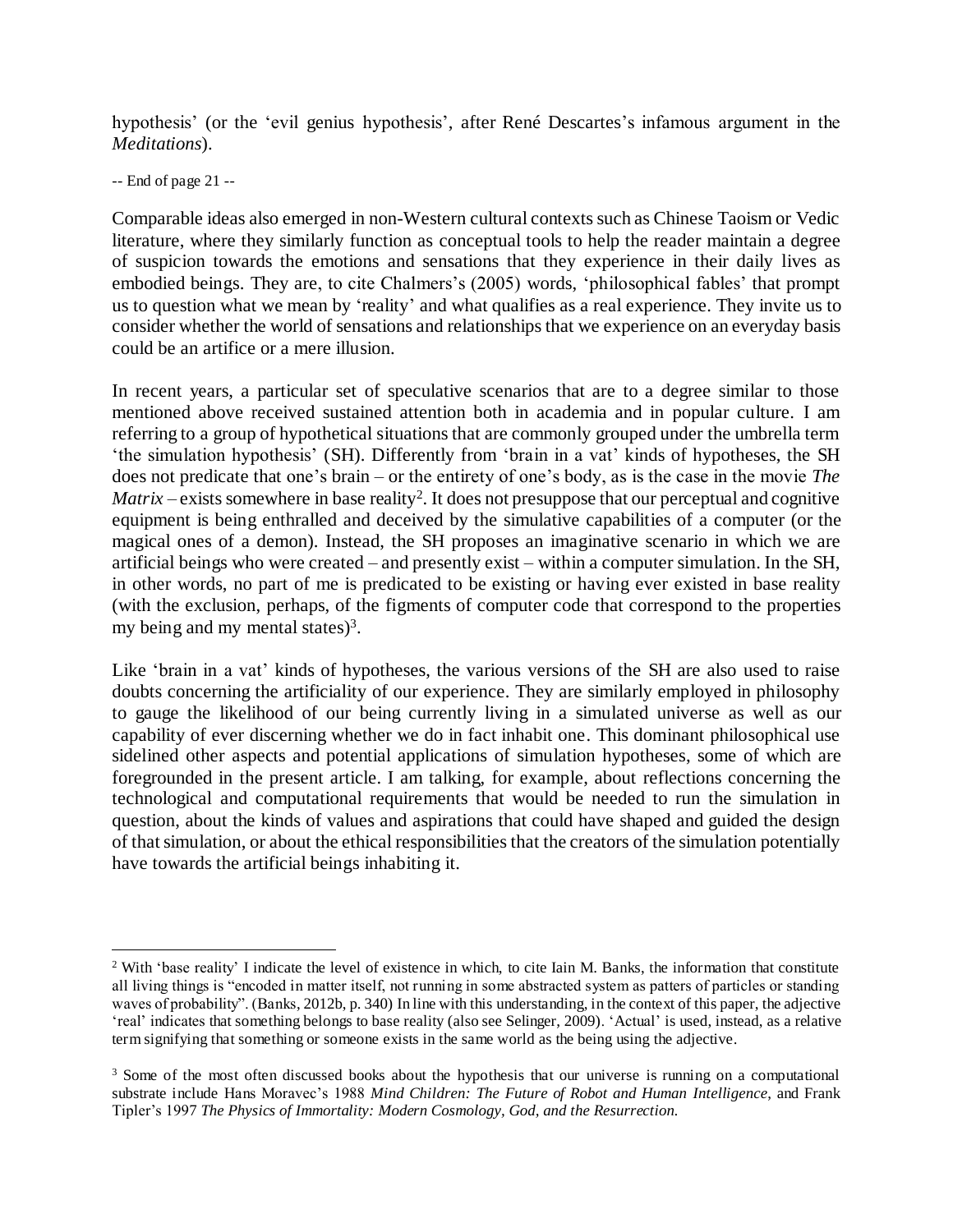hypothesis' (or the 'evil genius hypothesis', after René Descartes's infamous argument in the *Meditations*).

Comparable ideas also emerged in non-Western cultural contexts such as Chinese Taoism or Vedic literature, where they similarly function as conceptual tools to help the reader maintain a degree of suspicion towards the emotions and sensations that they experience in their daily lives as embodied beings. They are, to cite Chalmers's (2005) words, 'philosophical fables' that prompt us to question what we mean by 'reality' and what qualifies as a real experience. They invite us to consider whether the world of sensations and relationships that we experience on an everyday basis could be an artifice or a mere illusion.

In recent years, a particular set of speculative scenarios that are to a degree similar to those mentioned above received sustained attention both in academia and in popular culture. I am referring to a group of hypothetical situations that are commonly grouped under the umbrella term 'the simulation hypothesis' (SH). Differently from 'brain in a vat' kinds of hypotheses, the SH does not predicate that one's brain – or the entirety of one's body, as is the case in the movie *The Matrix* – exists somewhere in base reality[2]. It does not presuppose that our perceptual and cognitive equipment is being enthralled and deceived by the simulative capabilities of a computer (or the magical ones of a demon). Instead, the SH proposes an imaginative scenario in which we are artificial beings who were created – and presently exist – within a computer simulation. In the SH, in other words, no part of me is predicated to be existing or having ever existed in base reality (with the exclusion, perhaps, of the figments of computer code that correspond to the properties my being and my mental states)[3].

Like 'brain in a vat' kinds of hypotheses, the various versions of the SH are also used to raise doubts concerning the artificiality of our experience. They are similarly employed in philosophy to gauge the likelihood of our being currently living in a simulated universe as well as our capability of ever discerning whether we do in fact inhabit one. This dominant philosophical use sidelined other aspects and potential applications of simulation hypotheses, some of which are foregrounded in the present article. I am talking, for example, about reflections concerning the technological and computational requirements that would be needed to run the simulation in question, about the kinds of values and aspirations that could have shaped and guided the design of that simulation, or about the ethical responsibilities that the creators of the simulation potentially have towards the artificial beings inhabiting it.

---

[2] With 'base reality' I indicate the level of existence in which, to cite Iain M. Banks, the information that constitute all living things is "encoded in matter itself, not running in some abstracted system as patters of particles or standing waves of probability". (Banks, 2012b, p. 340) In line with this understanding, in the context of this paper, the adjective 'real' indicates that something belongs to base reality (also see Selinger, 2009). 'Actual' is used, instead, as a relative term signifying that something or someone exists in the same world as the being using the adjective.

[3] Some of the most often discussed books about the hypothesis that our universe is running on a computational substrate include Hans Moravec's 1988 *Mind Children: The Future of Robot and Human Intelligence*, and Frank Tipler's 1997 *The Physics of Immortality: Modern Cosmology, God, and the Resurrection.*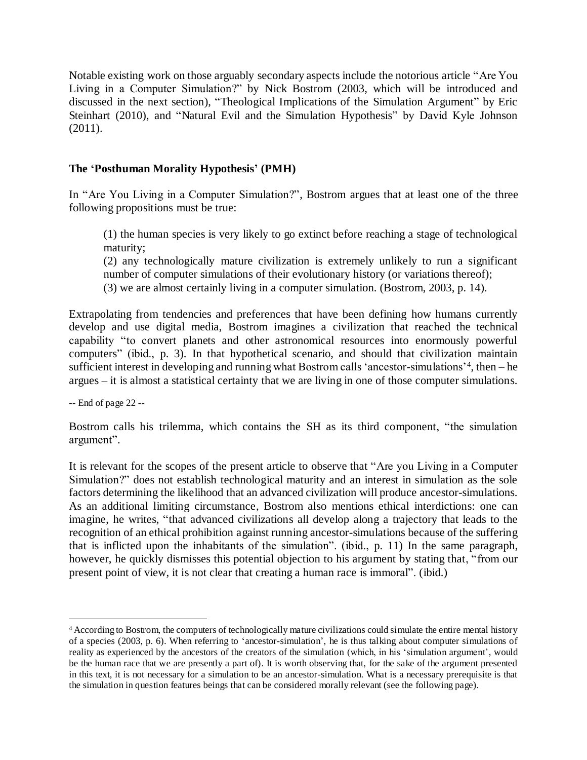Notable existing work on those arguably secondary aspects include the notorious article "Are You Living in a Computer Simulation?" by Nick Bostrom (2003, which will be introduced and discussed in the next section), "Theological Implications of the Simulation Argument" by Eric Steinhart (2010), and "Natural Evil and the Simulation Hypothesis" by David Kyle Johnson (2011).

### The 'Posthuman Morality Hypothesis' (PMH)

In "Are You Living in a Computer Simulation?", Bostrom argues that at least one of the three following propositions must be true:

> (1) the human species is very likely to go extinct before reaching a stage of technological maturity;
> (2) any technologically mature civilization is extremely unlikely to run a significant number of computer simulations of their evolutionary history (or variations thereof);
> (3) we are almost certainly living in a computer simulation. (Bostrom, 2003, p. 14).

Extrapolating from tendencies and preferences that have been defining how humans currently develop and use digital media, Bostrom imagines a civilization that reached the technical capability "to convert planets and other astronomical resources into enormously powerful computers" (ibid., p. 3). In that hypothetical scenario, and should that civilization maintain sufficient interest in developing and running what Bostrom calls 'ancestor-simulations'[4], then – he argues – it is almost a statistical certainty that we are living in one of those computer simulations.

Bostrom calls his trilemma, which contains the SH as its third component, "the simulation argument".

It is relevant for the scopes of the present article to observe that "Are you Living in a Computer Simulation?" does not establish technological maturity and an interest in simulation as the sole factors determining the likelihood that an advanced civilization will produce ancestor-simulations. As an additional limiting circumstance, Bostrom also mentions ethical interdictions: one can imagine, he writes, "that advanced civilizations all develop along a trajectory that leads to the recognition of an ethical prohibition against running ancestor-simulations because of the suffering that is inflicted upon the inhabitants of the simulation". (ibid., p. 11) In the same paragraph, however, he quickly dismisses this potential objection to his argument by stating that, "from our present point of view, it is not clear that creating a human race is immoral". (ibid.)

---

[4] According to Bostrom, the computers of technologically mature civilizations could simulate the entire mental history of a species (2003, p. 6). When referring to 'ancestor-simulation', he is thus talking about computer simulations of reality as experienced by the ancestors of the creators of the simulation (which, in his 'simulation argument', would be the human race that we are presently a part of). It is worth observing that, for the sake of the argument presented in this text, it is not necessary for a simulation to be an ancestor-simulation. What is a necessary prerequisite is that the simulation in question features beings that can be considered morally relevant (see the following page).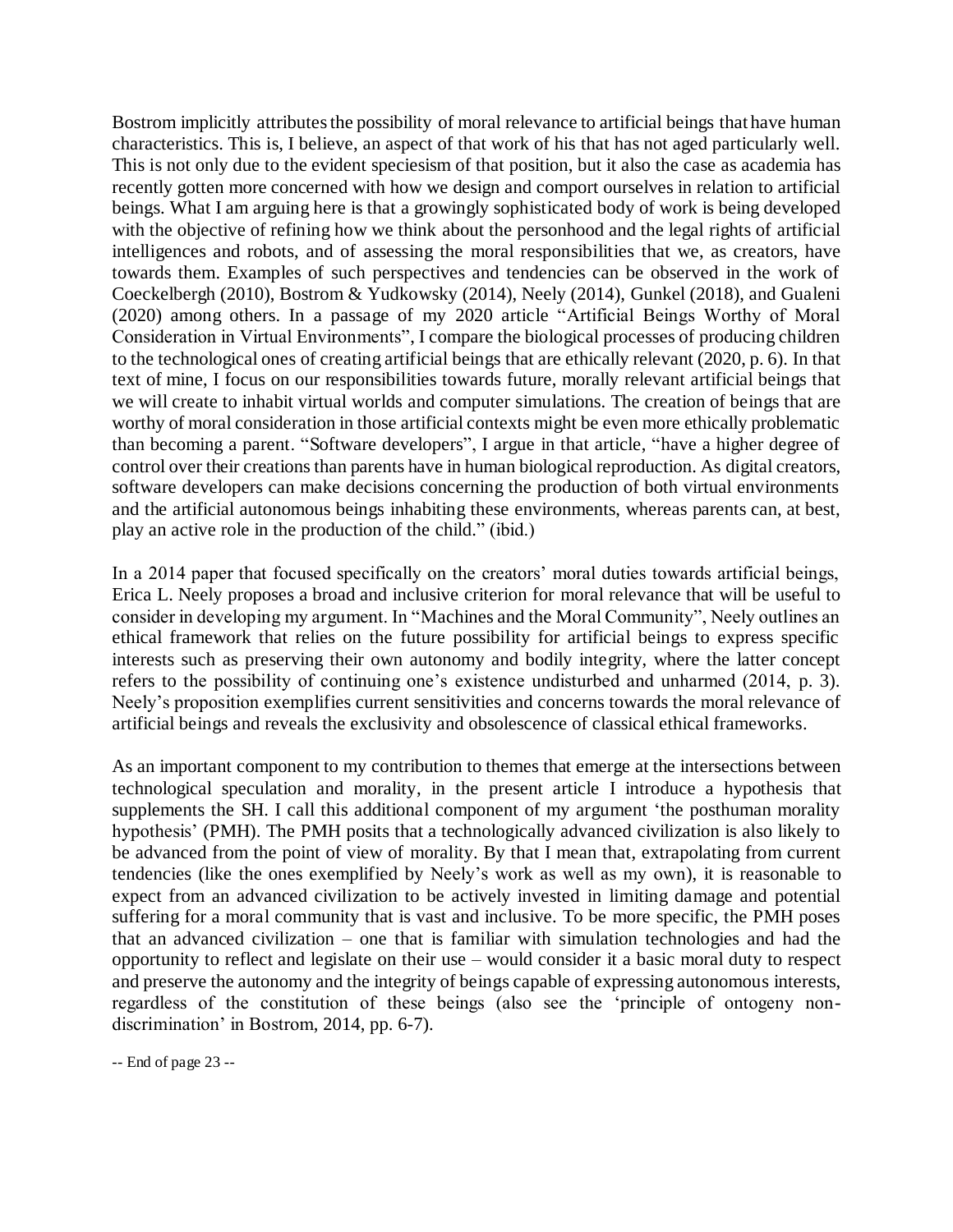Bostrom implicitly attributes the possibility of moral relevance to artificial beings that have human characteristics. This is, I believe, an aspect of that work of his that has not aged particularly well. This is not only due to the evident speciesism of that position, but it also the case as academia has recently gotten more concerned with how we design and comport ourselves in relation to artificial beings. What I am arguing here is that a growingly sophisticated body of work is being developed with the objective of refining how we think about the personhood and the legal rights of artificial intelligences and robots, and of assessing the moral responsibilities that we, as creators, have towards them. Examples of such perspectives and tendencies can be observed in the work of Coeckelbergh (2010), Bostrom & Yudkowsky (2014), Neely (2014), Gunkel (2018), and Gualeni (2020) among others. In a passage of my 2020 article "Artificial Beings Worthy of Moral Consideration in Virtual Environments", I compare the biological processes of producing children to the technological ones of creating artificial beings that are ethically relevant (2020, p. 6). In that text of mine, I focus on our responsibilities towards future, morally relevant artificial beings that we will create to inhabit virtual worlds and computer simulations. The creation of beings that are worthy of moral consideration in those artificial contexts might be even more ethically problematic than becoming a parent. "Software developers", I argue in that article, "have a higher degree of control over their creations than parents have in human biological reproduction. As digital creators, software developers can make decisions concerning the production of both virtual environments and the artificial autonomous beings inhabiting these environments, whereas parents can, at best, play an active role in the production of the child." (ibid.)

In a 2014 paper that focused specifically on the creators' moral duties towards artificial beings, Erica L. Neely proposes a broad and inclusive criterion for moral relevance that will be useful to consider in developing my argument. In "Machines and the Moral Community", Neely outlines an ethical framework that relies on the future possibility for artificial beings to express specific interests such as preserving their own autonomy and bodily integrity, where the latter concept refers to the possibility of continuing one's existence undisturbed and unharmed (2014, p. 3). Neely's proposition exemplifies current sensitivities and concerns towards the moral relevance of artificial beings and reveals the exclusivity and obsolescence of classical ethical frameworks.

As an important component to my contribution to themes that emerge at the intersections between technological speculation and morality, in the present article I introduce a hypothesis that supplements the SH. I call this additional component of my argument 'the posthuman morality hypothesis' (PMH). The PMH posits that a technologically advanced civilization is also likely to be advanced from the point of view of morality. By that I mean that, extrapolating from current tendencies (like the ones exemplified by Neely's work as well as my own), it is reasonable to expect from an advanced civilization to be actively invested in limiting damage and potential suffering for a moral community that is vast and inclusive. To be more specific, the PMH poses that an advanced civilization – one that is familiar with simulation technologies and had the opportunity to reflect and legislate on their use – would consider it a basic moral duty to respect and preserve the autonomy and the integrity of beings capable of expressing autonomous interests, regardless of the constitution of these beings (also see the 'principle of ontogeny non-discrimination' in Bostrom, 2014, pp. 6-7).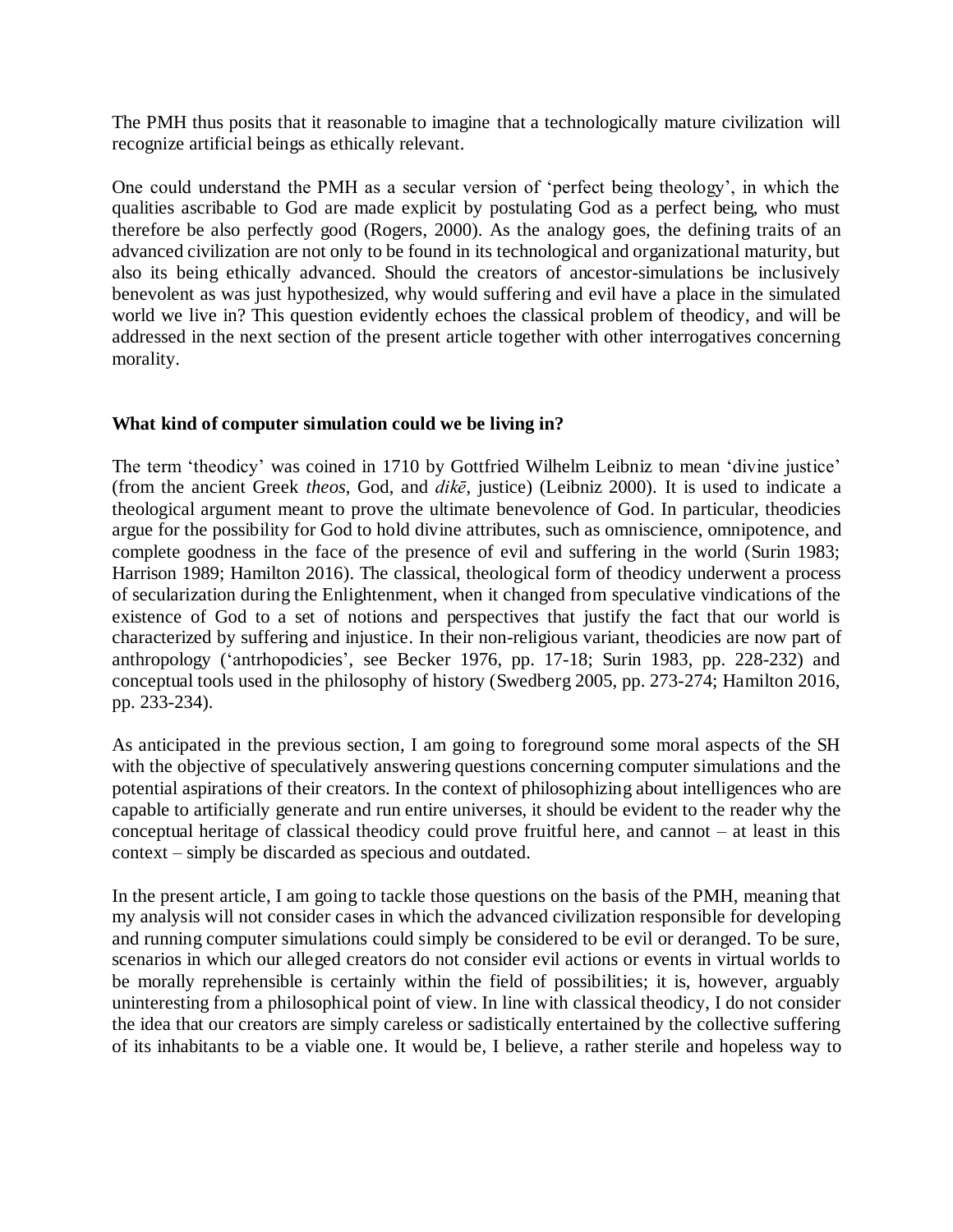The PMH thus posits that it reasonable to imagine that a technologically mature civilization will recognize artificial beings as ethically relevant.

One could understand the PMH as a secular version of 'perfect being theology', in which the qualities ascribable to God are made explicit by postulating God as a perfect being, who must therefore be also perfectly good (Rogers, 2000). As the analogy goes, the defining traits of an advanced civilization are not only to be found in its technological and organizational maturity, but also its being ethically advanced. Should the creators of ancestor-simulations be inclusively benevolent as was just hypothesized, why would suffering and evil have a place in the simulated world we live in? This question evidently echoes the classical problem of theodicy, and will be addressed in the next section of the present article together with other interrogatives concerning morality.

**What kind of computer simulation could we be living in?**

The term 'theodicy' was coined in 1710 by Gottfried Wilhelm Leibniz to mean 'divine justice' (from the ancient Greek *theos*, God, and *dikē*, justice) (Leibniz 2000). It is used to indicate a theological argument meant to prove the ultimate benevolence of God. In particular, theodicies argue for the possibility for God to hold divine attributes, such as omniscience, omnipotence, and complete goodness in the face of the presence of evil and suffering in the world (Surin 1983; Harrison 1989; Hamilton 2016). The classical, theological form of theodicy underwent a process of secularization during the Enlightenment, when it changed from speculative vindications of the existence of God to a set of notions and perspectives that justify the fact that our world is characterized by suffering and injustice. In their non-religious variant, theodicies are now part of anthropology ('antrhopodicies', see Becker 1976, pp. 17-18; Surin 1983, pp. 228-232) and conceptual tools used in the philosophy of history (Swedberg 2005, pp. 273-274; Hamilton 2016, pp. 233-234).

As anticipated in the previous section, I am going to foreground some moral aspects of the SH with the objective of speculatively answering questions concerning computer simulations and the potential aspirations of their creators. In the context of philosophizing about intelligences who are capable to artificially generate and run entire universes, it should be evident to the reader why the conceptual heritage of classical theodicy could prove fruitful here, and cannot – at least in this context – simply be discarded as specious and outdated.

In the present article, I am going to tackle those questions on the basis of the PMH, meaning that my analysis will not consider cases in which the advanced civilization responsible for developing and running computer simulations could simply be considered to be evil or deranged. To be sure, scenarios in which our alleged creators do not consider evil actions or events in virtual worlds to be morally reprehensible is certainly within the field of possibilities; it is, however, arguably uninteresting from a philosophical point of view. In line with classical theodicy, I do not consider the idea that our creators are simply careless or sadistically entertained by the collective suffering of its inhabitants to be a viable one. It would be, I believe, a rather sterile and hopeless way to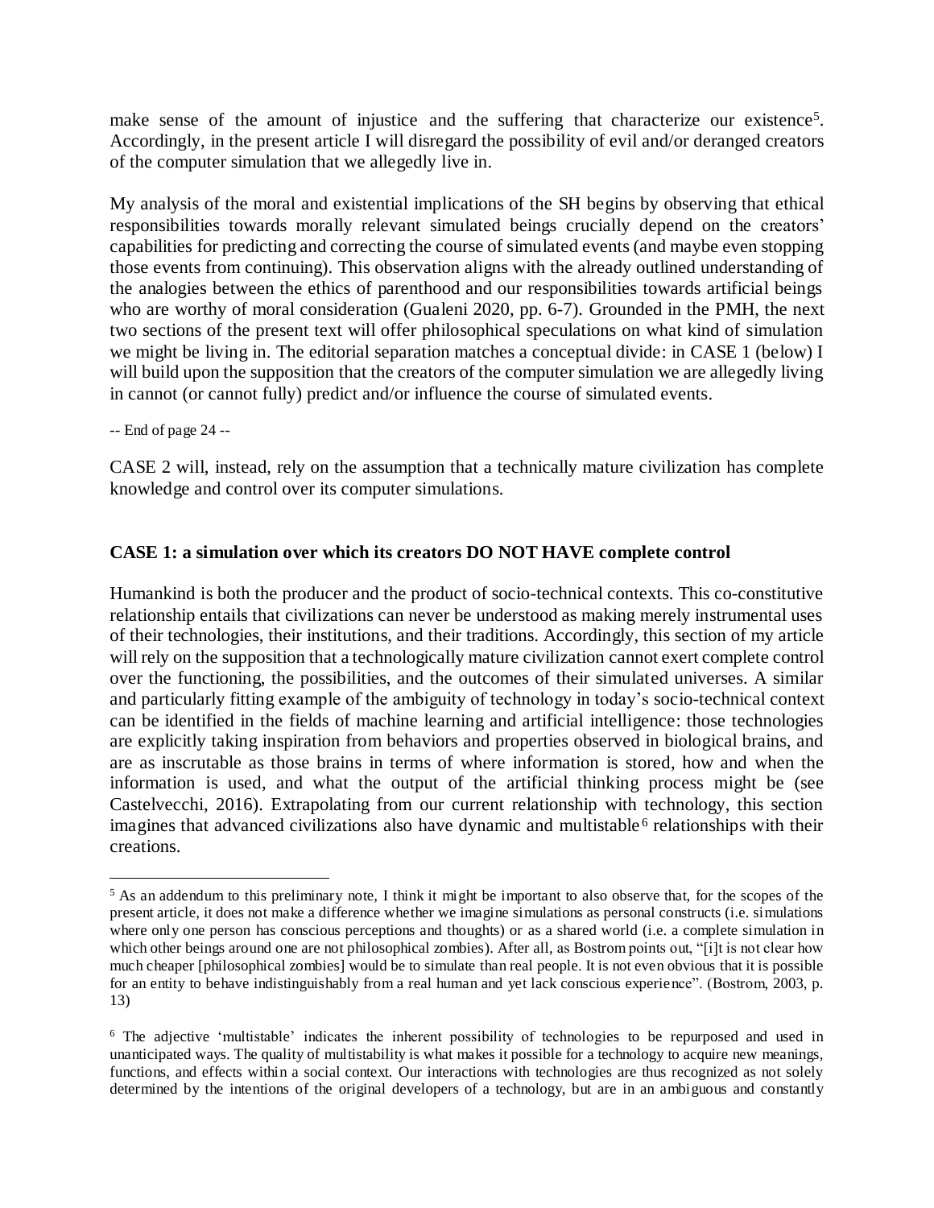make sense of the amount of injustice and the suffering that characterize our existence[5]. Accordingly, in the present article I will disregard the possibility of evil and/or deranged creators of the computer simulation that we allegedly live in.

My analysis of the moral and existential implications of the SH begins by observing that ethical responsibilities towards morally relevant simulated beings crucially depend on the creators' capabilities for predicting and correcting the course of simulated events (and maybe even stopping those events from continuing). This observation aligns with the already outlined understanding of the analogies between the ethics of parenthood and our responsibilities towards artificial beings who are worthy of moral consideration (Gualeni 2020, pp. 6-7). Grounded in the PMH, the next two sections of the present text will offer philosophical speculations on what kind of simulation we might be living in. The editorial separation matches a conceptual divide: in CASE 1 (below) I will build upon the supposition that the creators of the computer simulation we are allegedly living in cannot (or cannot fully) predict and/or influence the course of simulated events.

CASE 2 will, instead, rely on the assumption that a technically mature civilization has complete knowledge and control over its computer simulations.

### CASE 1: a simulation over which its creators DO NOT HAVE complete control

Humankind is both the producer and the product of socio-technical contexts. This co-constitutive relationship entails that civilizations can never be understood as making merely instrumental uses of their technologies, their institutions, and their traditions. Accordingly, this section of my article will rely on the supposition that a technologically mature civilization cannot exert complete control over the functioning, the possibilities, and the outcomes of their simulated universes. A similar and particularly fitting example of the ambiguity of technology in today's socio-technical context can be identified in the fields of machine learning and artificial intelligence: those technologies are explicitly taking inspiration from behaviors and properties observed in biological brains, and are as inscrutable as those brains in terms of where information is stored, how and when the information is used, and what the output of the artificial thinking process might be (see Castelvecchi, 2016). Extrapolating from our current relationship with technology, this section imagines that advanced civilizations also have dynamic and multistable[6] relationships with their creations.

[5] As an addendum to this preliminary note, I think it might be important to also observe that, for the scopes of the present article, it does not make a difference whether we imagine simulations as personal constructs (i.e. simulations where only one person has conscious perceptions and thoughts) or as a shared world (i.e. a complete simulation in which other beings around one are not philosophical zombies). After all, as Bostrom points out, "[i]t is not clear how much cheaper [philosophical zombies] would be to simulate than real people. It is not even obvious that it is possible for an entity to behave indistinguishably from a real human and yet lack conscious experience". (Bostrom, 2003, p. 13)

[6] The adjective 'multistable' indicates the inherent possibility of technologies to be repurposed and used in unanticipated ways. The quality of multistability is what makes it possible for a technology to acquire new meanings, functions, and effects within a social context. Our interactions with technologies are thus recognized as not solely determined by the intentions of the original developers of a technology, but are in an ambiguous and constantly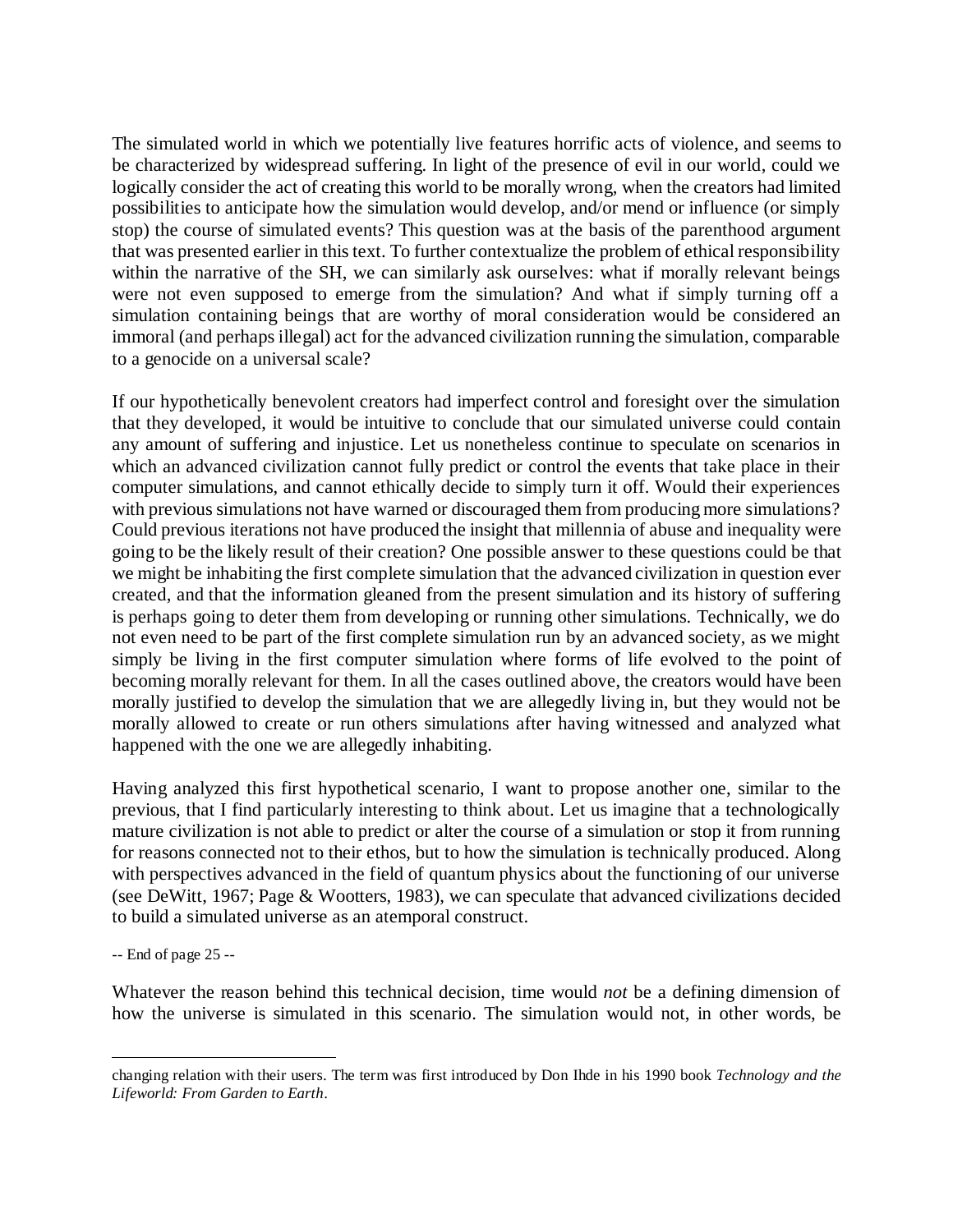The simulated world in which we potentially live features horrific acts of violence, and seems to be characterized by widespread suffering. In light of the presence of evil in our world, could we logically consider the act of creating this world to be morally wrong, when the creators had limited possibilities to anticipate how the simulation would develop, and/or mend or influence (or simply stop) the course of simulated events? This question was at the basis of the parenthood argument that was presented earlier in this text. To further contextualize the problem of ethical responsibility within the narrative of the SH, we can similarly ask ourselves: what if morally relevant beings were not even supposed to emerge from the simulation? And what if simply turning off a simulation containing beings that are worthy of moral consideration would be considered an immoral (and perhaps illegal) act for the advanced civilization running the simulation, comparable to a genocide on a universal scale?

If our hypothetically benevolent creators had imperfect control and foresight over the simulation that they developed, it would be intuitive to conclude that our simulated universe could contain any amount of suffering and injustice. Let us nonetheless continue to speculate on scenarios in which an advanced civilization cannot fully predict or control the events that take place in their computer simulations, and cannot ethically decide to simply turn it off. Would their experiences with previous simulations not have warned or discouraged them from producing more simulations? Could previous iterations not have produced the insight that millennia of abuse and inequality were going to be the likely result of their creation? One possible answer to these questions could be that we might be inhabiting the first complete simulation that the advanced civilization in question ever created, and that the information gleaned from the present simulation and its history of suffering is perhaps going to deter them from developing or running other simulations. Technically, we do not even need to be part of the first complete simulation run by an advanced society, as we might simply be living in the first computer simulation where forms of life evolved to the point of becoming morally relevant for them. In all the cases outlined above, the creators would have been morally justified to develop the simulation that we are allegedly living in, but they would not be morally allowed to create or run others simulations after having witnessed and analyzed what happened with the one we are allegedly inhabiting.

Having analyzed this first hypothetical scenario, I want to propose another one, similar to the previous, that I find particularly interesting to think about. Let us imagine that a technologically mature civilization is not able to predict or alter the course of a simulation or stop it from running for reasons connected not to their ethos, but to how the simulation is technically produced. Along with perspectives advanced in the field of quantum physics about the functioning of our universe (see DeWitt, 1967; Page & Wootters, 1983), we can speculate that advanced civilizations decided to build a simulated universe as an atemporal construct.

Whatever the reason behind this technical decision, time would *not* be a defining dimension of how the universe is simulated in this scenario. The simulation would not, in other words, be

changing relation with their users. The term was first introduced by Don Ihde in his 1990 book *Technology and the Lifeworld: From Garden to Earth*.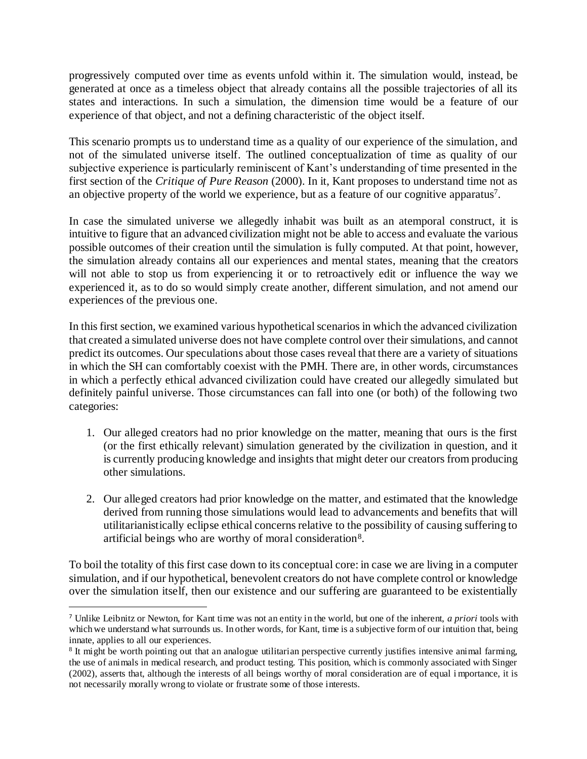progressively computed over time as events unfold within it. The simulation would, instead, be generated at once as a timeless object that already contains all the possible trajectories of all its states and interactions. In such a simulation, the dimension time would be a feature of our experience of that object, and not a defining characteristic of the object itself.

This scenario prompts us to understand time as a quality of our experience of the simulation, and not of the simulated universe itself. The outlined conceptualization of time as quality of our subjective experience is particularly reminiscent of Kant's understanding of time presented in the first section of the *Critique of Pure Reason* (2000). In it, Kant proposes to understand time not as an objective property of the world we experience, but as a feature of our cognitive apparatus[7].

In case the simulated universe we allegedly inhabit was built as an atemporal construct, it is intuitive to figure that an advanced civilization might not be able to access and evaluate the various possible outcomes of their creation until the simulation is fully computed. At that point, however, the simulation already contains all our experiences and mental states, meaning that the creators will not able to stop us from experiencing it or to retroactively edit or influence the way we experienced it, as to do so would simply create another, different simulation, and not amend our experiences of the previous one.

In this first section, we examined various hypothetical scenarios in which the advanced civilization that created a simulated universe does not have complete control over their simulations, and cannot predict its outcomes. Our speculations about those cases reveal that there are a variety of situations in which the SH can comfortably coexist with the PMH. There are, in other words, circumstances in which a perfectly ethical advanced civilization could have created our allegedly simulated but definitely painful universe. Those circumstances can fall into one (or both) of the following two categories:

1. Our alleged creators had no prior knowledge on the matter, meaning that ours is the first (or the first ethically relevant) simulation generated by the civilization in question, and it is currently producing knowledge and insights that might deter our creators from producing other simulations.

2. Our alleged creators had prior knowledge on the matter, and estimated that the knowledge derived from running those simulations would lead to advancements and benefits that will utilitarianistically eclipse ethical concerns relative to the possibility of causing suffering to artificial beings who are worthy of moral consideration[8].

To boil the totality of this first case down to its conceptual core: in case we are living in a computer simulation, and if our hypothetical, benevolent creators do not have complete control or knowledge over the simulation itself, then our existence and our suffering are guaranteed to be existentially

---

[7] Unlike Leibnitz or Newton, for Kant time was not an entity in the world, but one of the inherent, *a priori* tools with which we understand what surrounds us. In other words, for Kant, time is a subjective form of our intuition that, being innate, applies to all our experiences.

[8] It might be worth pointing out that an analogue utilitarian perspective currently justifies intensive animal farming, the use of animals in medical research, and product testing. This position, which is commonly associated with Singer (2002), asserts that, although the interests of all beings worthy of moral consideration are of equal importance, it is not necessarily morally wrong to violate or frustrate some of those interests.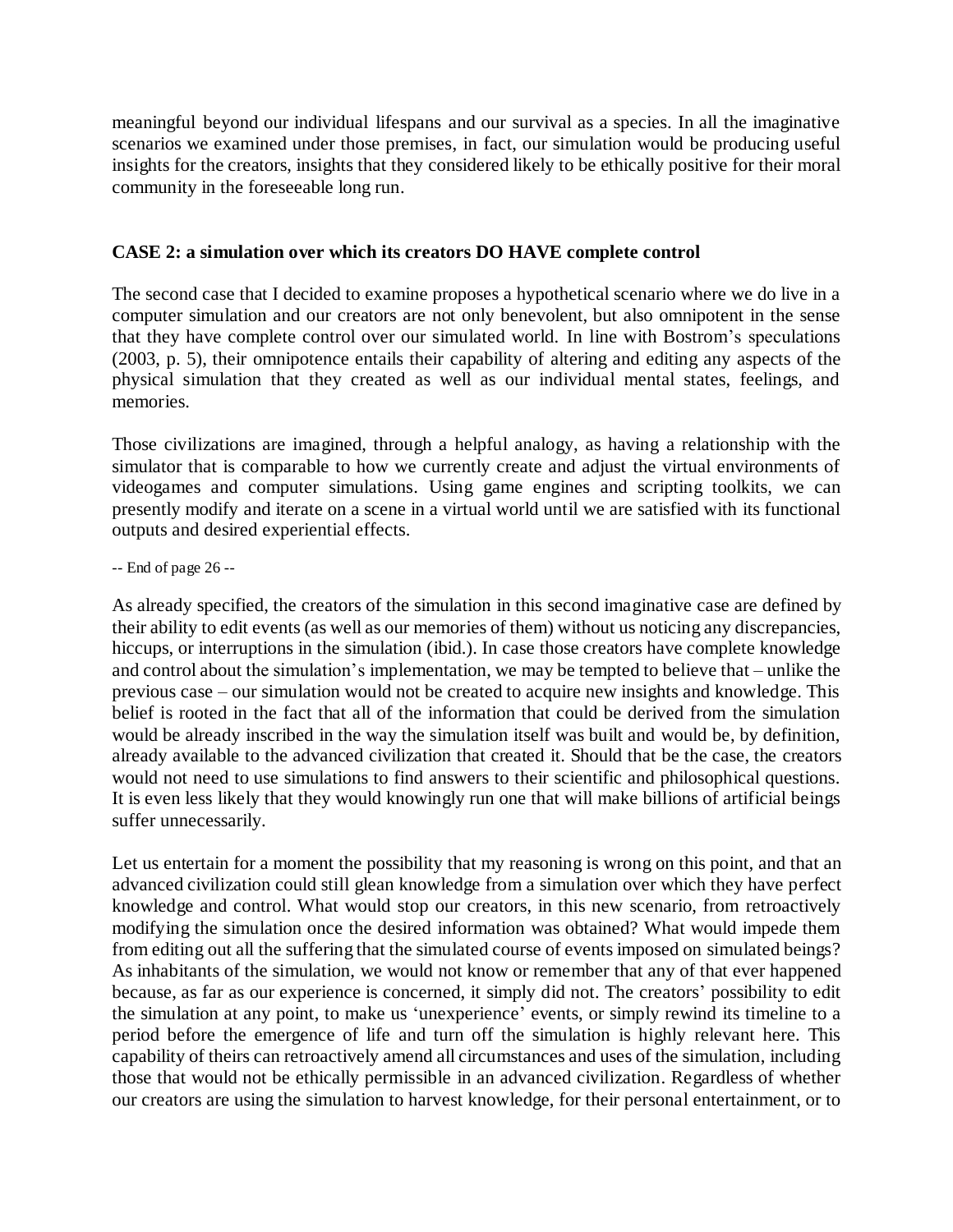meaningful beyond our individual lifespans and our survival as a species. In all the imaginative scenarios we examined under those premises, in fact, our simulation would be producing useful insights for the creators, insights that they considered likely to be ethically positive for their moral community in the foreseeable long run.

### CASE 2: a simulation over which its creators DO HAVE complete control

The second case that I decided to examine proposes a hypothetical scenario where we do live in a computer simulation and our creators are not only benevolent, but also omnipotent in the sense that they have complete control over our simulated world. In line with Bostrom's speculations (2003, p. 5), their omnipotence entails their capability of altering and editing any aspects of the physical simulation that they created as well as our individual mental states, feelings, and memories.

Those civilizations are imagined, through a helpful analogy, as having a relationship with the simulator that is comparable to how we currently create and adjust the virtual environments of videogames and computer simulations. Using game engines and scripting toolkits, we can presently modify and iterate on a scene in a virtual world until we are satisfied with its functional outputs and desired experiential effects.

As already specified, the creators of the simulation in this second imaginative case are defined by their ability to edit events (as well as our memories of them) without us noticing any discrepancies, hiccups, or interruptions in the simulation (ibid.). In case those creators have complete knowledge and control about the simulation's implementation, we may be tempted to believe that – unlike the previous case – our simulation would not be created to acquire new insights and knowledge. This belief is rooted in the fact that all of the information that could be derived from the simulation would be already inscribed in the way the simulation itself was built and would be, by definition, already available to the advanced civilization that created it. Should that be the case, the creators would not need to use simulations to find answers to their scientific and philosophical questions. It is even less likely that they would knowingly run one that will make billions of artificial beings suffer unnecessarily.

Let us entertain for a moment the possibility that my reasoning is wrong on this point, and that an advanced civilization could still glean knowledge from a simulation over which they have perfect knowledge and control. What would stop our creators, in this new scenario, from retroactively modifying the simulation once the desired information was obtained? What would impede them from editing out all the suffering that the simulated course of events imposed on simulated beings? As inhabitants of the simulation, we would not know or remember that any of that ever happened because, as far as our experience is concerned, it simply did not. The creators' possibility to edit the simulation at any point, to make us 'unexperience' events, or simply rewind its timeline to a period before the emergence of life and turn off the simulation is highly relevant here. This capability of theirs can retroactively amend all circumstances and uses of the simulation, including those that would not be ethically permissible in an advanced civilization. Regardless of whether our creators are using the simulation to harvest knowledge, for their personal entertainment, or to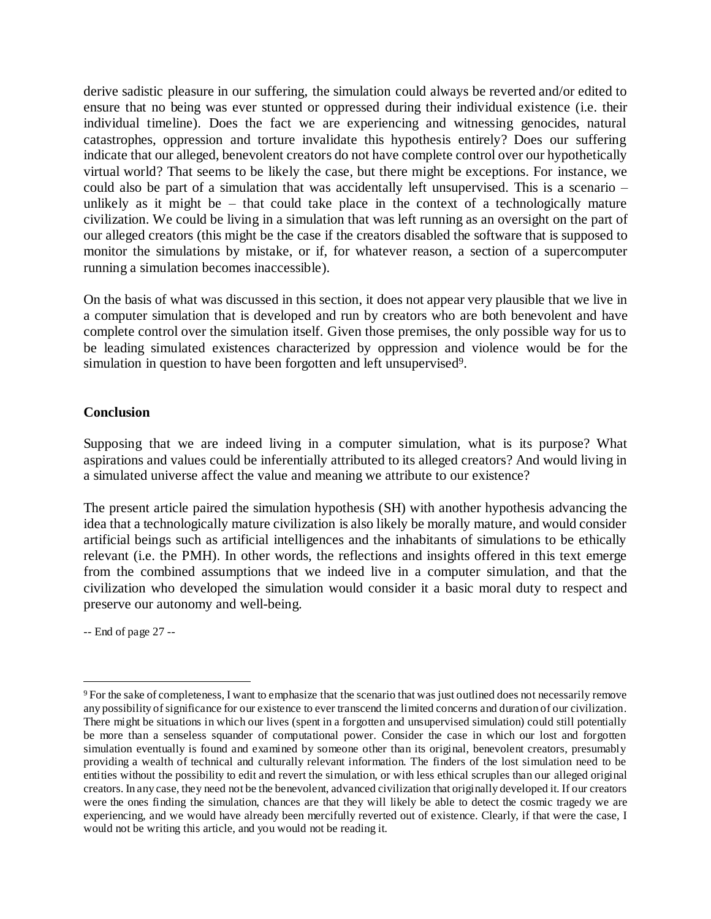derive sadistic pleasure in our suffering, the simulation could always be reverted and/or edited to ensure that no being was ever stunted or oppressed during their individual existence (i.e. their individual timeline). Does the fact we are experiencing and witnessing genocides, natural catastrophes, oppression and torture invalidate this hypothesis entirely? Does our suffering indicate that our alleged, benevolent creators do not have complete control over our hypothetically virtual world? That seems to be likely the case, but there might be exceptions. For instance, we could also be part of a simulation that was accidentally left unsupervised. This is a scenario – unlikely as it might be – that could take place in the context of a technologically mature civilization. We could be living in a simulation that was left running as an oversight on the part of our alleged creators (this might be the case if the creators disabled the software that is supposed to monitor the simulations by mistake, or if, for whatever reason, a section of a supercomputer running a simulation becomes inaccessible).

On the basis of what was discussed in this section, it does not appear very plausible that we live in a computer simulation that is developed and run by creators who are both benevolent and have complete control over the simulation itself. Given those premises, the only possible way for us to be leading simulated existences characterized by oppression and violence would be for the simulation in question to have been forgotten and left unsupervised[9].

**Conclusion**

Supposing that we are indeed living in a computer simulation, what is its purpose? What aspirations and values could be inferentially attributed to its alleged creators? And would living in a simulated universe affect the value and meaning we attribute to our existence?

The present article paired the simulation hypothesis (SH) with another hypothesis advancing the idea that a technologically mature civilization is also likely be morally mature, and would consider artificial beings such as artificial intelligences and the inhabitants of simulations to be ethically relevant (i.e. the PMH). In other words, the reflections and insights offered in this text emerge from the combined assumptions that we indeed live in a computer simulation, and that the civilization who developed the simulation would consider it a basic moral duty to respect and preserve our autonomy and well-being.

[9] For the sake of completeness, I want to emphasize that the scenario that was just outlined does not necessarily remove any possibility of significance for our existence to ever transcend the limited concerns and duration of our civilization. There might be situations in which our lives (spent in a forgotten and unsupervised simulation) could still potentially be more than a senseless squander of computational power. Consider the case in which our lost and forgotten simulation eventually is found and examined by someone other than its original, benevolent creators, presumably providing a wealth of technical and culturally relevant information. The finders of the lost simulation need to be entities without the possibility to edit and revert the simulation, or with less ethical scruples than our alleged original creators. In any case, they need not be the benevolent, advanced civilization that originally developed it. If our creators were the ones finding the simulation, chances are that they will likely be able to detect the cosmic tragedy we are experiencing, and we would have already been mercifully reverted out of existence. Clearly, if that were the case, I would not be writing this article, and you would not be reading it.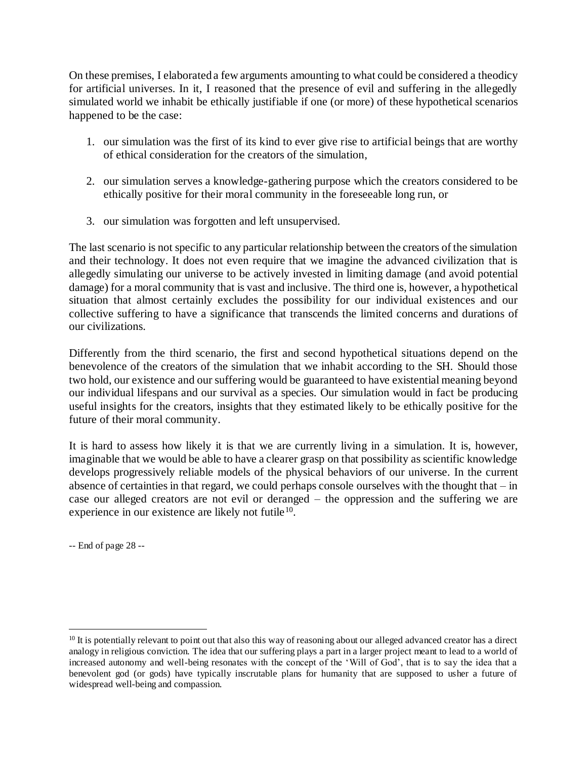On these premises, I elaborated a few arguments amounting to what could be considered a theodicy for artificial universes. In it, I reasoned that the presence of evil and suffering in the allegedly simulated world we inhabit be ethically justifiable if one (or more) of these hypothetical scenarios happened to be the case:

1. our simulation was the first of its kind to ever give rise to artificial beings that are worthy of ethical consideration for the creators of the simulation,

2. our simulation serves a knowledge-gathering purpose which the creators considered to be ethically positive for their moral community in the foreseeable long run, or

3. our simulation was forgotten and left unsupervised.

The last scenario is not specific to any particular relationship between the creators of the simulation and their technology. It does not even require that we imagine the advanced civilization that is allegedly simulating our universe to be actively invested in limiting damage (and avoid potential damage) for a moral community that is vast and inclusive. The third one is, however, a hypothetical situation that almost certainly excludes the possibility for our individual existences and our collective suffering to have a significance that transcends the limited concerns and durations of our civilizations.

Differently from the third scenario, the first and second hypothetical situations depend on the benevolence of the creators of the simulation that we inhabit according to the SH. Should those two hold, our existence and our suffering would be guaranteed to have existential meaning beyond our individual lifespans and our survival as a species. Our simulation would in fact be producing useful insights for the creators, insights that they estimated likely to be ethically positive for the future of their moral community.

It is hard to assess how likely it is that we are currently living in a simulation. It is, however, imaginable that we would be able to have a clearer grasp on that possibility as scientific knowledge develops progressively reliable models of the physical behaviors of our universe. In the current absence of certainties in that regard, we could perhaps console ourselves with the thought that – in case our alleged creators are not evil or deranged – the oppression and the suffering we are experience in our existence are likely not futile[10].

[10] It is potentially relevant to point out that also this way of reasoning about our alleged advanced creator has a direct analogy in religious conviction. The idea that our suffering plays a part in a larger project meant to lead to a world of increased autonomy and well-being resonates with the concept of the 'Will of God', that is to say the idea that a benevolent god (or gods) have typically inscrutable plans for humanity that are supposed to usher a future of widespread well-being and compassion.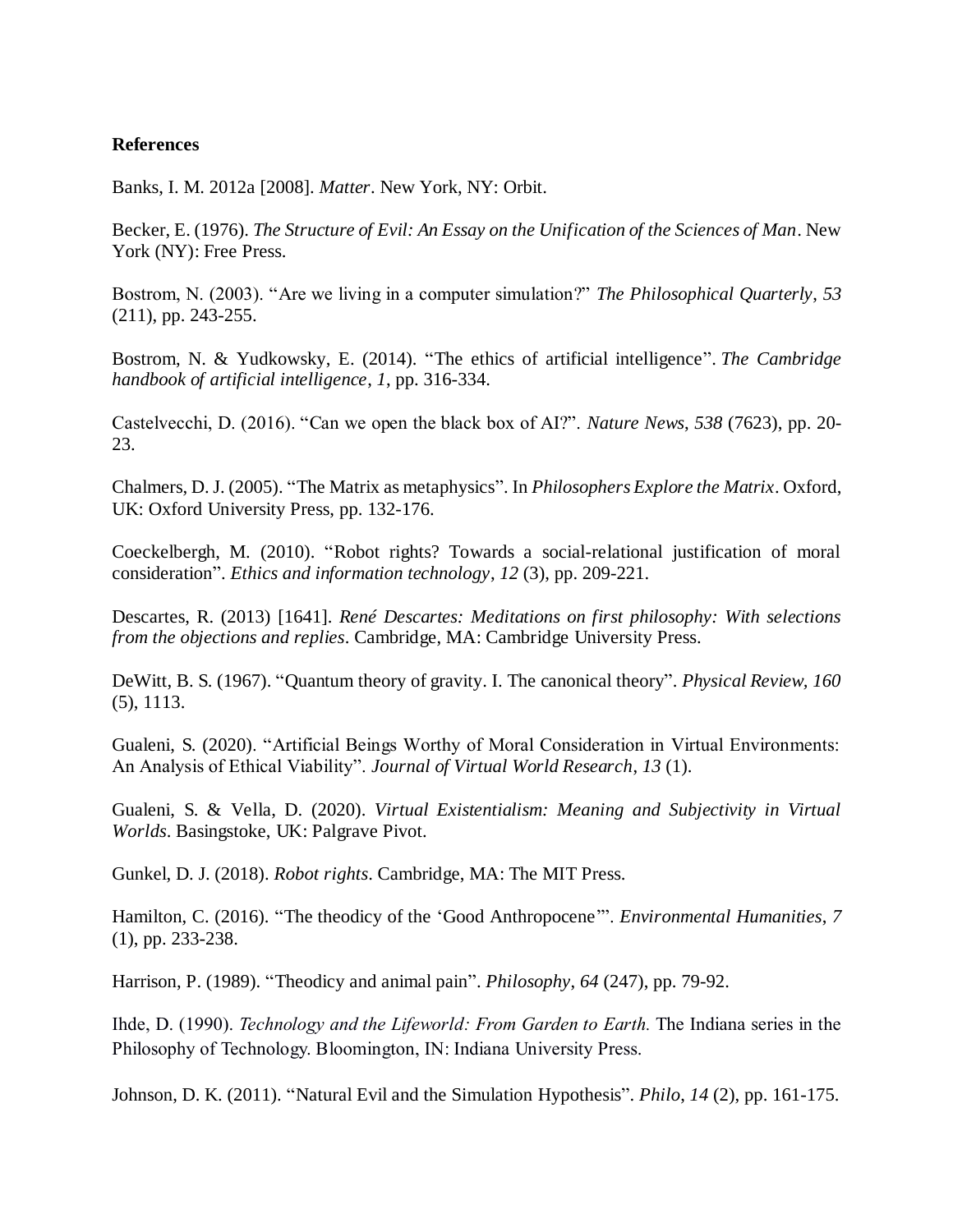**References**

Banks, I. M. 2012a [2008]. *Matter*. New York, NY: Orbit.

Becker, E. (1976). *The Structure of Evil: An Essay on the Unification of the Sciences of Man*. New York (NY): Free Press.

Bostrom, N. (2003). "Are we living in a computer simulation?" *The Philosophical Quarterly*, *53* (211), pp. 243-255.

Bostrom, N. & Yudkowsky, E. (2014). "The ethics of artificial intelligence". *The Cambridge handbook of artificial intelligence*, *1*, pp. 316-334.

Castelvecchi, D. (2016). "Can we open the black box of AI?". *Nature News*, *538* (7623), pp. 20-23.

Chalmers, D. J. (2005). "The Matrix as metaphysics". In *Philosophers Explore the Matrix*. Oxford, UK: Oxford University Press, pp. 132-176.

Coeckelbergh, M. (2010). "Robot rights? Towards a social-relational justification of moral consideration". *Ethics and information technology*, *12* (3), pp. 209-221.

Descartes, R. (2013) [1641]. *René Descartes: Meditations on first philosophy: With selections from the objections and replies*. Cambridge, MA: Cambridge University Press.

DeWitt, B. S. (1967). "Quantum theory of gravity. I. The canonical theory". *Physical Review, 160* (5), 1113.

Gualeni, S. (2020). "Artificial Beings Worthy of Moral Consideration in Virtual Environments: An Analysis of Ethical Viability". *Journal of Virtual World Research*, *13* (1).

Gualeni, S. & Vella, D. (2020). *Virtual Existentialism: Meaning and Subjectivity in Virtual Worlds*. Basingstoke, UK: Palgrave Pivot.

Gunkel, D. J. (2018). *Robot rights*. Cambridge, MA: The MIT Press.

Hamilton, C. (2016). "The theodicy of the 'Good Anthropocene'". *Environmental Humanities*, *7* (1), pp. 233-238.

Harrison, P. (1989). "Theodicy and animal pain". *Philosophy*, *64* (247), pp. 79-92.

Ihde, D. (1990). *Technology and the Lifeworld: From Garden to Earth.* The Indiana series in the Philosophy of Technology. Bloomington, IN: Indiana University Press.

Johnson, D. K. (2011). "Natural Evil and the Simulation Hypothesis". *Philo*, *14* (2), pp. 161-175.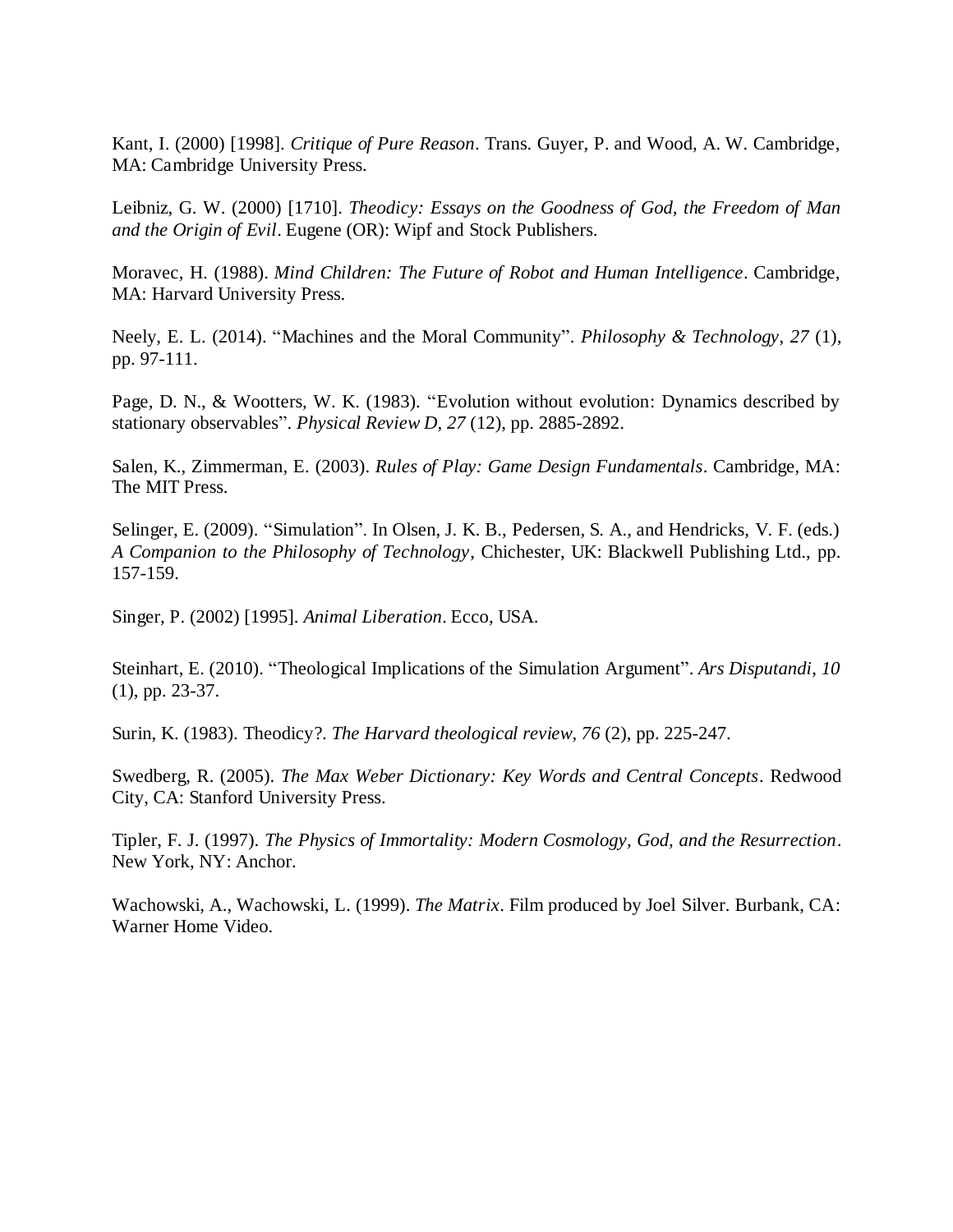Kant, I. (2000) [1998]. *Critique of Pure Reason*. Trans. Guyer, P. and Wood, A. W. Cambridge, MA: Cambridge University Press.

Leibniz, G. W. (2000) [1710]. *Theodicy: Essays on the Goodness of God, the Freedom of Man and the Origin of Evil*. Eugene (OR): Wipf and Stock Publishers.

Moravec, H. (1988). *Mind Children: The Future of Robot and Human Intelligence*. Cambridge, MA: Harvard University Press.

Neely, E. L. (2014). "Machines and the Moral Community". *Philosophy & Technology*, *27* (1), pp. 97-111.

Page, D. N., & Wootters, W. K. (1983). "Evolution without evolution: Dynamics described by stationary observables". *Physical Review D*, *27* (12), pp. 2885-2892.

Salen, K., Zimmerman, E. (2003). *Rules of Play: Game Design Fundamentals*. Cambridge, MA: The MIT Press.

Selinger, E. (2009). "Simulation". In Olsen, J. K. B., Pedersen, S. A., and Hendricks, V. F. (eds.) *A Companion to the Philosophy of Technology*, Chichester, UK: Blackwell Publishing Ltd., pp. 157-159.

Singer, P. (2002) [1995]. *Animal Liberation*. Ecco, USA.

Steinhart, E. (2010). "Theological Implications of the Simulation Argument". *Ars Disputandi*, *10* (1), pp. 23-37.

Surin, K. (1983). Theodicy?. *The Harvard theological review*, *76* (2), pp. 225-247.

Swedberg, R. (2005). *The Max Weber Dictionary: Key Words and Central Concepts*. Redwood City, CA: Stanford University Press.

Tipler, F. J. (1997). *The Physics of Immortality: Modern Cosmology, God, and the Resurrection*. New York, NY: Anchor.

Wachowski, A., Wachowski, L. (1999). *The Matrix*. Film produced by Joel Silver. Burbank, CA: Warner Home Video.